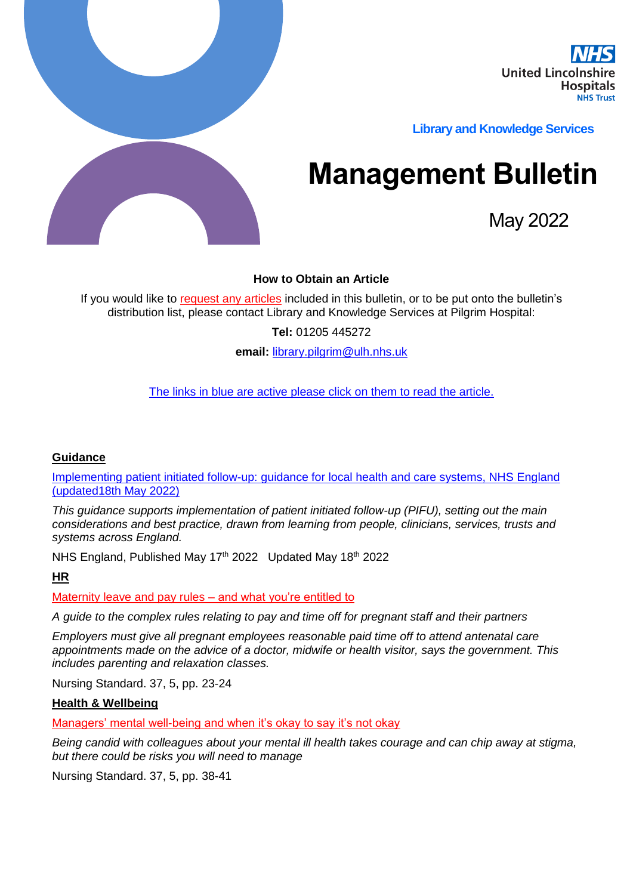United Lincolnshire Hospitals NHS Trust

Library and Knowledge Services

# Management Bulletin

May 2022

**How to Obtain an Article**

If you would like to request any articles included in this bulletin, or to be put onto the bulletin's distribution list, please contact Library and Knowledge Services at Pilgrim Hospital:

**Tel:** 01205 445272

**email:** library.pilgrim@ulh.nhs.uk

The links in blue are active please click on them to read the article.

## Guidance

Implementing patient initiated follow-up: guidance for local health and care systems, NHS England (updated18th May 2022)

*This guidance supports implementation of patient initiated follow-up (PIFU), setting out the main considerations and best practice, drawn from learning from people, clinicians, services, trusts and systems across England.*

NHS England, Published May 17th 2022 Updated May 18th 2022

## HR

Maternity leave and pay rules – and what you're entitled to

*A guide to the complex rules relating to pay and time off for pregnant staff and their partners*

*Employers must give all pregnant employees reasonable paid time off to attend antenatal care appointments made on the advice of a doctor, midwife or health visitor, says the government. This includes parenting and relaxation classes.*

Nursing Standard. 37, 5, pp. 23-24

## Health & Wellbeing

Managers' mental well-being and when it's okay to say it's not okay

*Being candid with colleagues about your mental ill health takes courage and can chip away at stigma, but there could be risks you will need to manage*

Nursing Standard. 37, 5, pp. 38-41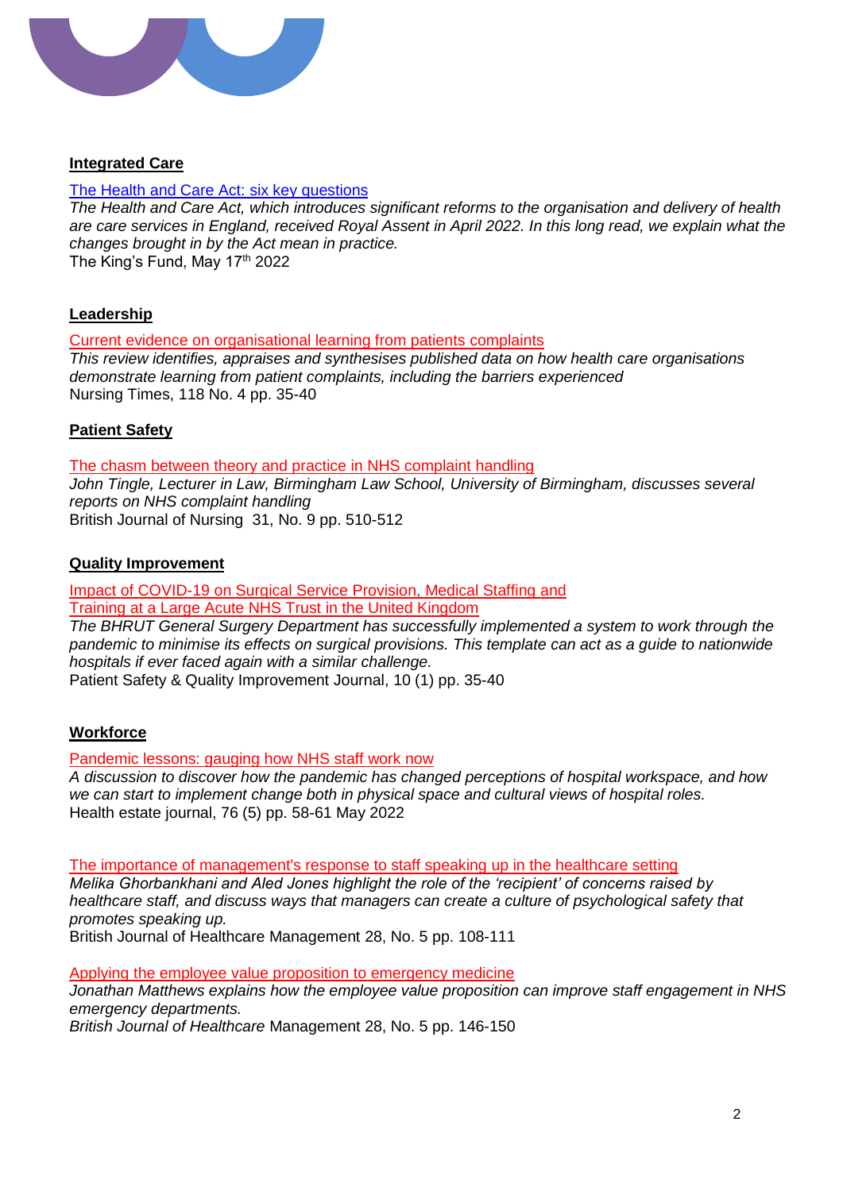**Integrated Care**

[The Health and Care Act: six key questions]()

*The Health and Care Act, which introduces significant reforms to the organisation and delivery of health are care services in England, received Royal Assent in April 2022. In this long read, we explain what the changes brought in by the Act mean in practice.*

The King's Fund, May 17th 2022

**Leadership**

[Current evidence on organisational learning from patients complaints]()

*This review identifies, appraises and synthesises published data on how health care organisations demonstrate learning from patient complaints, including the barriers experienced*

Nursing Times, 118 No. 4 pp. 35-40

**Patient Safety**

[The chasm between theory and practice in NHS complaint handling]()

*John Tingle, Lecturer in Law, Birmingham Law School, University of Birmingham, discusses several reports on NHS complaint handling*

British Journal of Nursing 31, No. 9 pp. 510-512

**Quality Improvement**

[Impact of COVID-19 on Surgical Service Provision, Medical Staffing and Training at a Large Acute NHS Trust in the United Kingdom]()

*The BHRUT General Surgery Department has successfully implemented a system to work through the pandemic to minimise its effects on surgical provisions. This template can act as a guide to nationwide hospitals if ever faced again with a similar challenge.*

Patient Safety & Quality Improvement Journal, 10 (1) pp. 35-40

**Workforce**

[Pandemic lessons: gauging how NHS staff work now]()

*A discussion to discover how the pandemic has changed perceptions of hospital workspace, and how we can start to implement change both in physical space and cultural views of hospital roles.*

Health estate journal, 76 (5) pp. 58-61 May 2022

[The importance of management's response to staff speaking up in the healthcare setting]()

*Melika Ghorbankhani and Aled Jones highlight the role of the 'recipient' of concerns raised by healthcare staff, and discuss ways that managers can create a culture of psychological safety that promotes speaking up.*

British Journal of Healthcare Management 28, No. 5 pp. 108-111

[Applying the employee value proposition to emergency medicine]()

*Jonathan Matthews explains how the employee value proposition can improve staff engagement in NHS emergency departments.*

*British Journal of Healthcare* Management 28, No. 5 pp. 146-150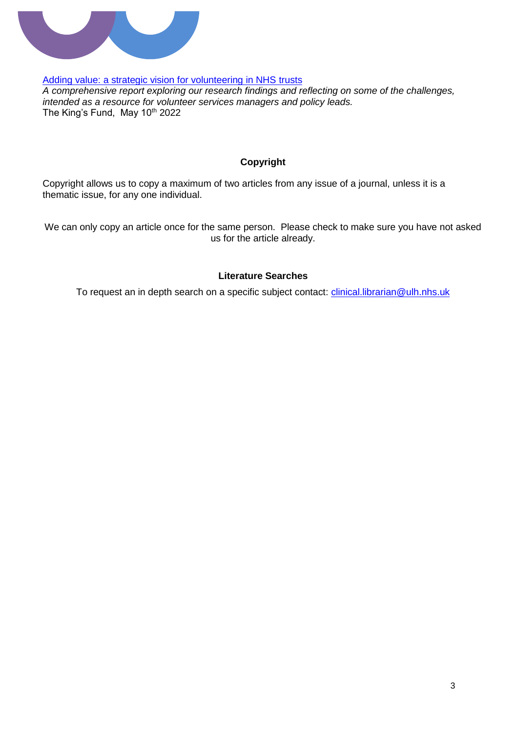[Adding value: a strategic vision for volunteering in NHS trusts](#)
*A comprehensive report exploring our research findings and reflecting on some of the challenges, intended as a resource for volunteer services managers and policy leads.*
The King's Fund, May 10th 2022

**Copyright**

Copyright allows us to copy a maximum of two articles from any issue of a journal, unless it is a thematic issue, for any one individual.

We can only copy an article once for the same person. Please check to make sure you have not asked us for the article already.

**Literature Searches**

To request an in depth search on a specific subject contact: clinical.librarian@ulh.nhs.uk